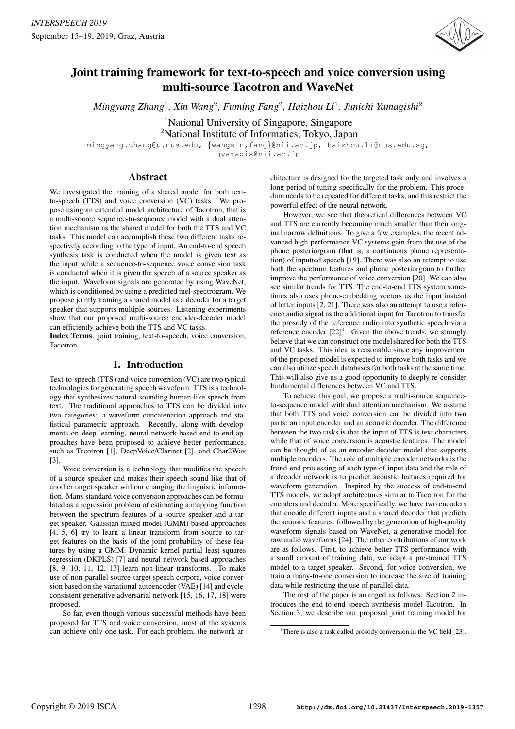# Joint training framework for text-to-speech and voice conversion using multi-source Tacotron and WaveNet

*Mingyang Zhang*[1], *Xin Wang*[2], *Fuming Fang*[2], *Haizhou Li*[1], *Junichi Yamagishi*[2]

[1]National University of Singapore, Singapore
[2]National Institute of Informatics, Tokyo, Japan

mingyang.zhang@u.nus.edu, {wangxin,fang}@nii.ac.jp, haizhou.li@nus.edu.sg, jyamagis@nii.ac.jp

## Abstract

We investigated the training of a shared model for both text-to-speech (TTS) and voice conversion (VC) tasks. We propose using an extended model architecture of Tacotron, that is a multi-source sequence-to-sequence model with a dual attention mechanism as the shared model for both the TTS and VC tasks. This model can accomplish these two different tasks respectively according to the type of input. An end-to-end speech synthesis task is conducted when the model is given text as the input while a sequence-to-sequence voice conversion task is conducted when it is given the speech of a source speaker as the input. Waveform signals are generated by using WaveNet, which is conditioned by using a predicted mel-spectrogram. We propose jointly training a shared model as a decoder for a target speaker that supports multiple sources. Listening experiments show that our proposed multi-source encoder-decoder model can efficiently achieve both the TTS and VC tasks.

**Index Terms**: joint training, text-to-speech, voice conversion, Tacotron

## 1. Introduction

Text-to-speech (TTS) and voice conversion (VC) are two typical technologies for generating speech waveform. TTS is a technology that synthesizes natural-sounding human-like speech from text. The traditional approaches to TTS can be divided into two categories: a waveform concatenation approach and statistical parametric approach. Recently, along with developments on deep learning, neural-network-based end-to-end approaches have been proposed to achieve better performance, such as Tacotron [1], DeepVoice/Clarinet [2], and Char2Wav [3].

Voice conversion is a technology that modifies the speech of a source speaker and makes their speech sound like that of another target speaker without changing the linguistic information. Many standard voice conversion approaches can be formulated as a regression problem of estimating a mapping function between the spectrum features of a source speaker and a target speaker. Gaussian mixed model (GMM) based approaches [4, 5, 6] try to learn a linear transform from source to target features on the basis of the joint probability of these features by using a GMM. Dynamic kernel partial least squares regression (DKPLS) [7] and neural network based approaches [8, 9, 10, 11, 12, 13] learn non-linear transforms. To make use of non-parallel source-target speech corpora, voice conversion based on the variational autoencoder (VAE) [14] and cycle-consistent generative adversarial network [15, 16, 17, 18] were proposed.

So far, even though various successful methods have been proposed for TTS and voice conversion, most of the systems can achieve only one task. For each problem, the network architecture is designed for the targeted task only and involves a long period of tuning specifically for the problem. This procedure needs to be repeated for different tasks, and this restrict the powerful effect of the neural network.

However, we see that theoretical differences between VC and TTS are currently becoming much smaller than their original narrow definitions. To give a few examples, the recent advanced high-performance VC systems gain from the use of the phone posteriorgram (that is, a continuous phone representation) of inputted speech [19]. There was also an attempt to use both the spectrum features and phone posteriorgram to further improve the performance of voice conversion [20]. We can also see similar trends for TTS. The end-to-end TTS system sometimes also uses phone-embedding vectors as the input instead of letter inputs [2, 21]. There was also an attempt to use a reference audio signal as the additional input for Tacotron to transfer the prosody of the reference audio into synthetic speech via a reference encoder [22][1]. Given the above trends, we strongly believe that we can construct one model shared for both the TTS and VC tasks. This idea is reasonable since any improvement of the proposed model is expected to improve both tasks and we can also utilize speech databases for both tasks at the same time. This will also give us a good opportunity to deeply re-consider fundamental differences between VC and TTS.

To achieve this goal, we propose a multi-source sequence-to-sequence model with dual attention mechanism. We assume that both TTS and voice conversion can be divided into two parts: an input encoder and an acoustic decoder. The difference between the two tasks is that the input of TTS is text characters while that of voice conversion is acoustic features. The model can be thought of as an encoder-decoder model that supports multiple encoders. The role of multiple encoder networks is the frond-end processing of each type of input data and the role of a decoder network is to predict acoustic features required for waveform generation. Inspired by the success of end-to-end TTS models, we adopt architectures similar to Tacotron for the encoders and decoder. More specifically, we have two encoders that encode different inputs and a shared decoder that predicts the acoustic features, followed by the generation of high-quality waveform signals based on WaveNet, a generative model for raw audio waveforms [24]. The other contributions of our work are as follows. First, to achieve better TTS performance with a small amount of training data, we adapt a pre-trained TTS model to a target speaker. Second, for voice conversion, we train a many-to-one conversion to increase the size of training data while restricting the use of parallel data.

The rest of the paper is arranged as follows. Section 2 introduces the end-to-end speech synthesis model Tacotron. In Section 3, we describe our proposed joint training model for

[1]There is also a task called prosody conversion in the VC field [23].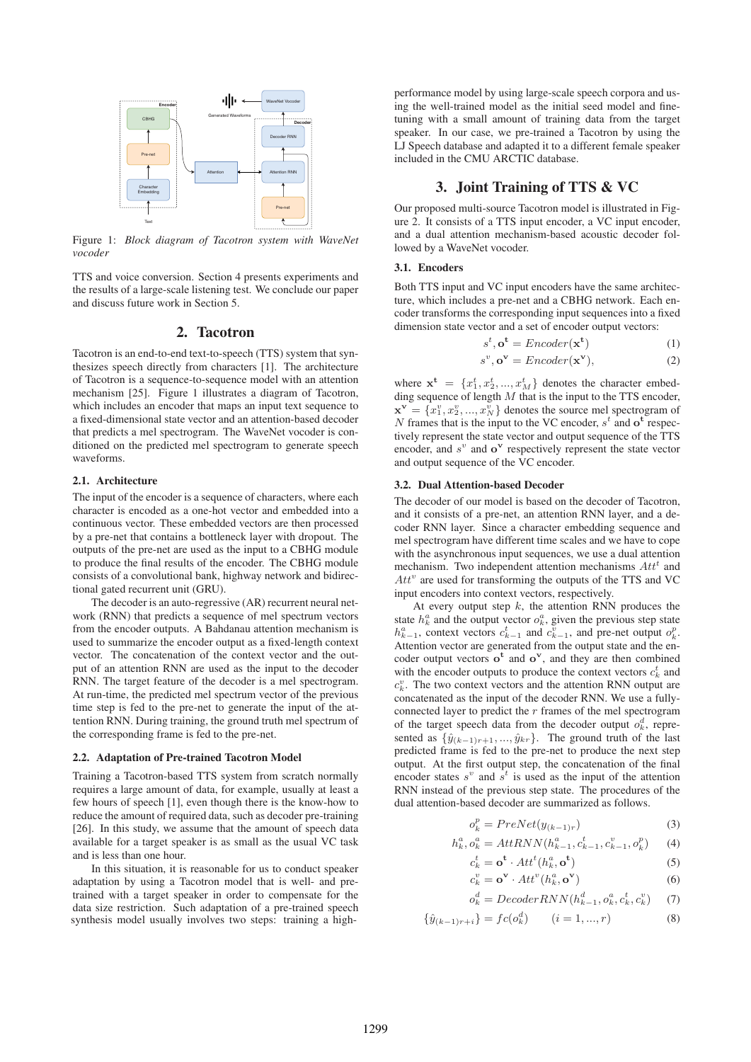Figure 1: *Block diagram of Tacotron system with WaveNet vocoder*

TTS and voice conversion. Section 4 presents experiments and the results of a large-scale listening test. We conclude our paper and discuss future work in Section 5.

## 2. Tacotron

Tacotron is an end-to-end text-to-speech (TTS) system that synthesizes speech directly from characters [1]. The architecture of Tacotron is a sequence-to-sequence model with an attention mechanism [25]. Figure 1 illustrates a diagram of Tacotron, which includes an encoder that maps an input text sequence to a fixed-dimensional state vector and an attention-based decoder that predicts a mel spectrogram. The WaveNet vocoder is conditioned on the predicted mel spectrogram to generate speech waveforms.

### 2.1. Architecture

The input of the encoder is a sequence of characters, where each character is encoded as a one-hot vector and embedded into a continuous vector. These embedded vectors are then processed by a pre-net that contains a bottleneck layer with dropout. The outputs of the pre-net are used as the input to a CBHG module to produce the final results of the encoder. The CBHG module consists of a convolutional bank, highway network and bidirectional gated recurrent unit (GRU).

The decoder is an auto-regressive (AR) recurrent neural network (RNN) that predicts a sequence of mel spectrum vectors from the encoder outputs. A Bahdanau attention mechanism is used to summarize the encoder output as a fixed-length context vector. The concatenation of the context vector and the output of an attention RNN are used as the input to the decoder RNN. The target feature of the decoder is a mel spectrogram. At run-time, the predicted mel spectrum vector of the previous time step is fed to the pre-net to generate the input of the attention RNN. During training, the ground truth mel spectrum of the corresponding frame is fed to the pre-net.

### 2.2. Adaptation of Pre-trained Tacotron Model

Training a Tacotron-based TTS system from scratch normally requires a large amount of data, for example, usually at least a few hours of speech [1], even though there is the know-how to reduce the amount of required data, such as decoder pre-training [26]. In this study, we assume that the amount of speech data available for a target speaker is as small as the usual VC task and is less than one hour.

In this situation, it is reasonable for us to conduct speaker adaptation by using a Tacotron model that is well- and pre-trained with a target speaker in order to compensate for the data size restriction. Such adaptation of a pre-trained speech synthesis model usually involves two steps: training a high-performance model by using large-scale speech corpora and using the well-trained model as the initial seed model and fine-tuning with a small amount of training data from the target speaker. In our case, we pre-trained a Tacotron by using the LJ Speech database and adapted it to a different female speaker included in the CMU ARCTIC database.

## 3. Joint Training of TTS & VC

Our proposed multi-source Tacotron model is illustrated in Figure 2. It consists of a TTS input encoder, a VC input encoder, and a dual attention mechanism-based acoustic decoder followed by a WaveNet vocoder.

### 3.1. Encoders

Both TTS input and VC input encoders have the same architecture, which includes a pre-net and a CBHG network. Each encoder transforms the corresponding input sequences into a fixed dimension state vector and a set of encoder output vectors:

$$s^t, \mathbf{o^t} = Encoder(\mathbf{x^t}) \tag{1}$$

$$s^v, \mathbf{o^v} = Encoder(\mathbf{x^v}), \tag{2}$$

where $\mathbf{x^t} = \{x_1^t, x_2^t, ..., x_M^t\}$ denotes the character embedding sequence of length $M$ that is the input to the TTS encoder, $\mathbf{x^v} = \{x_1^v, x_2^v, ..., x_N^v\}$ denotes the source mel spectrogram of $N$ frames that is the input to the VC encoder, $s^t$ and $\mathbf{o^t}$ respectively represent the state vector and output sequence of the TTS encoder, and $s^v$ and $\mathbf{o^v}$ respectively represent the state vector and output sequence of the VC encoder.

### 3.2. Dual Attention-based Decoder

The decoder of our model is based on the decoder of Tacotron, and it consists of a pre-net, an attention RNN layer, and a decoder RNN layer. Since a character embedding sequence and mel spectrogram have different time scales and we have to cope with the asynchronous input sequences, we use a dual attention mechanism. Two independent attention mechanisms $Att^t$ and $Att^v$ are used for transforming the outputs of the TTS and VC input encoders into context vectors, respectively.

At every output step $k$, the attention RNN produces the state $h_k^a$ and the output vector $o_k^a$, given the previous step state $h_{k-1}^a$, context vectors $c_{k-1}^t$ and $c_{k-1}^v$, and pre-net output $o_k^p$. Attention vector are generated from the output state and the encoder output vectors $\mathbf{o^t}$ and $\mathbf{o^v}$, and they are then combined with the encoder outputs to produce the context vectors $c_k^t$ and $c_k^v$. The two context vectors and the attention RNN output are concatenated as the input of the decoder RNN. We use a fully-connected layer to predict the $r$ frames of the mel spectrogram of the target speech data from the decoder output $o_k^d$, represented as $\{\hat{y}_{(k-1)r+1}, ..., \hat{y}_{kr}\}$. The ground truth of the last predicted frame is fed to the pre-net to produce the next step output. At the first output step, the concatenation of the final encoder states $s^v$ and $s^t$ is used as the input of the attention RNN instead of the previous step state. The procedures of the dual attention-based decoder are summarized as follows.

$$o_k^p = PreNet(y_{(k-1)r}) \tag{3}$$

$$h_k^a, o_k^a = AttRNN(h_{k-1}^a, c_{k-1}^t, c_{k-1}^v, o_k^p) \tag{4}$$

$$c_k^t = \mathbf{o^t} \cdot Att^t(h_k^a, \mathbf{o^t}) \tag{5}$$

$$c_k^v = \mathbf{o^v} \cdot Att^v(h_k^a, \mathbf{o^v}) \tag{6}$$

$$o_k^d = DecoderRNN(h_{k-1}^d, o_k^a, c_k^t, c_k^v) \tag{7}$$

$$\{\hat{y}_{(k-1)r+i}\} = fc(o_k^d) \quad (i = 1, ..., r) \tag{8}$$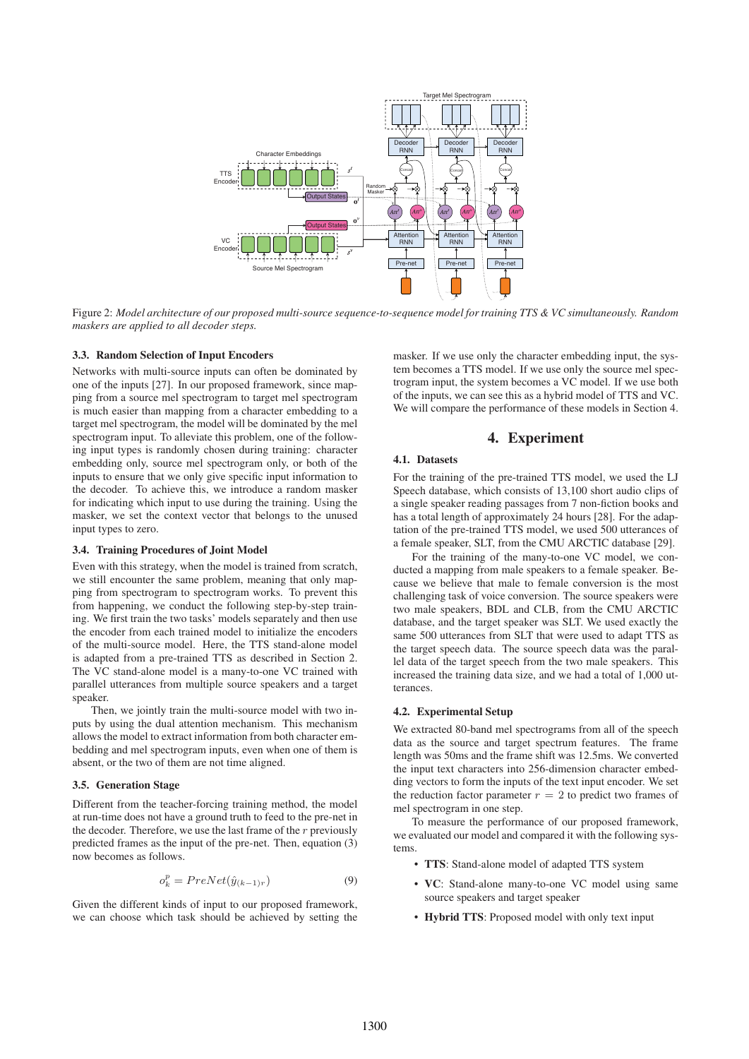Figure 2: *Model architecture of our proposed multi-source sequence-to-sequence model for training TTS & VC simultaneously. Random maskers are applied to all decoder steps.*

### 3.3. Random Selection of Input Encoders

Networks with multi-source inputs can often be dominated by one of the inputs [27]. In our proposed framework, since mapping from a source mel spectrogram to target mel spectrogram is much easier than mapping from a character embedding to a target mel spectrogram, the model will be dominated by the mel spectrogram input. To alleviate this problem, one of the following input types is randomly chosen during training: character embedding only, source mel spectrogram only, or both of the inputs to ensure that we only give specific input information to the decoder. To achieve this, we introduce a random masker for indicating which input to use during the training. Using the masker, we set the context vector that belongs to the unused input types to zero.

### 3.4. Training Procedures of Joint Model

Even with this strategy, when the model is trained from scratch, we still encounter the same problem, meaning that only mapping from spectrogram to spectrogram works. To prevent this from happening, we conduct the following step-by-step training. We first train the two tasks' models separately and then use the encoder from each trained model to initialize the encoders of the multi-source model. Here, the TTS stand-alone model is adapted from a pre-trained TTS as described in Section 2. The VC stand-alone model is a many-to-one VC trained with parallel utterances from multiple source speakers and a target speaker.

Then, we jointly train the multi-source model with two inputs by using the dual attention mechanism. This mechanism allows the model to extract information from both character embedding and mel spectrogram inputs, even when one of them is absent, or the two of them are not time aligned.

### 3.5. Generation Stage

Different from the teacher-forcing training method, the model at run-time does not have a ground truth to feed to the pre-net in the decoder. Therefore, we use the last frame of the $r$ previously predicted frames as the input of the pre-net. Then, equation (3) now becomes as follows.

$$o_k^p = PreNet(\hat{y}_{(k-1)r}) \tag{9}$$

Given the different kinds of input to our proposed framework, we can choose which task should be achieved by setting the masker. If we use only the character embedding input, the system becomes a TTS model. If we use only the source mel spectrogram input, the system becomes a VC model. If we use both of the inputs, we can see this as a hybrid model of TTS and VC. We will compare the performance of these models in Section 4.

## 4. Experiment

### 4.1. Datasets

For the training of the pre-trained TTS model, we used the LJ Speech database, which consists of 13,100 short audio clips of a single speaker reading passages from 7 non-fiction books and has a total length of approximately 24 hours [28]. For the adaptation of the pre-trained TTS model, we used 500 utterances of a female speaker, SLT, from the CMU ARCTIC database [29].

For the training of the many-to-one VC model, we conducted a mapping from male speakers to a female speaker. Because we believe that male to female conversion is the most challenging task of voice conversion. The source speakers were two male speakers, BDL and CLB, from the CMU ARCTIC database, and the target speaker was SLT. We used exactly the same 500 utterances from SLT that were used to adapt TTS as the target speech data. The source speech data was the parallel data of the target speech from the two male speakers. This increased the training data size, and we had a total of 1,000 utterances.

### 4.2. Experimental Setup

We extracted 80-band mel spectrograms from all of the speech data as the source and target spectrum features. The frame length was 50ms and the frame shift was 12.5ms. We converted the input text characters into 256-dimension character embedding vectors to form the inputs of the text input encoder. We set the reduction factor parameter $r = 2$ to predict two frames of mel spectrogram in one step.

To measure the performance of our proposed framework, we evaluated our model and compared it with the following systems.

- **TTS**: Stand-alone model of adapted TTS system
- **VC**: Stand-alone many-to-one VC model using same source speakers and target speaker
- **Hybrid TTS**: Proposed model with only text input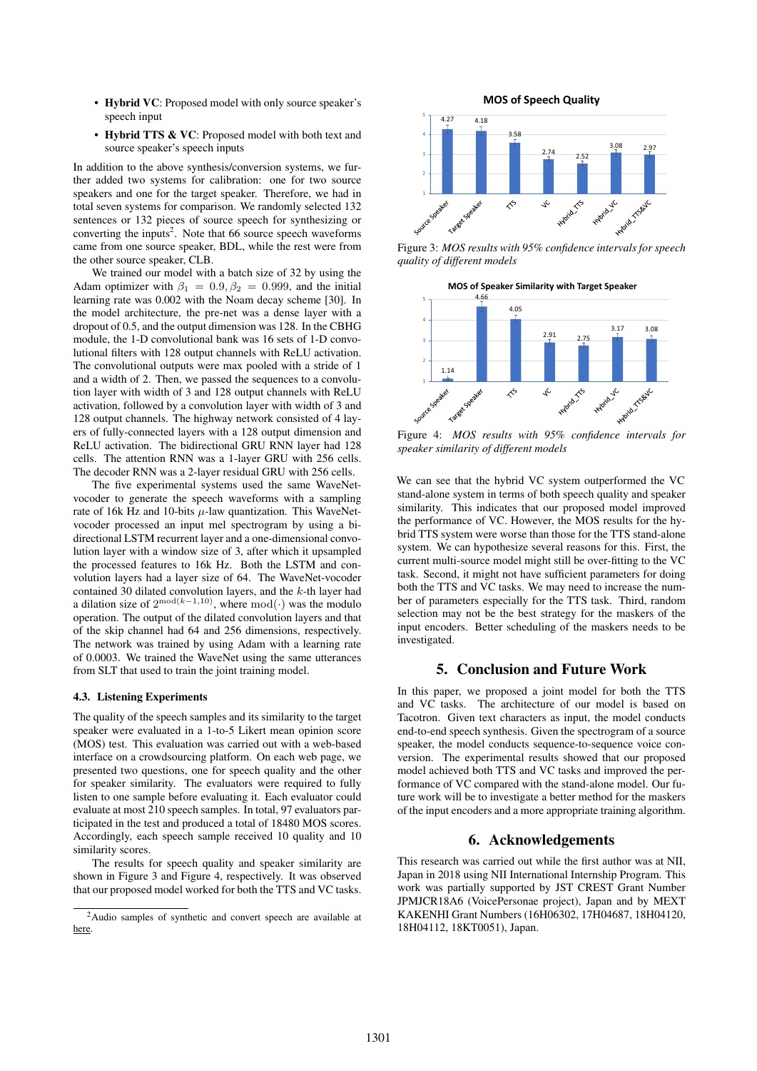- **Hybrid VC**: Proposed model with only source speaker's speech input
- **Hybrid TTS & VC**: Proposed model with both text and source speaker's speech inputs

In addition to the above synthesis/conversion systems, we further added two systems for calibration: one for two source speakers and one for the target speaker. Therefore, we had in total seven systems for comparison. We randomly selected 132 sentences or 132 pieces of source speech for synthesizing or converting the inputs[2]. Note that 66 source speech waveforms came from one source speaker, BDL, while the rest were from the other source speaker, CLB.

We trained our model with a batch size of 32 by using the Adam optimizer with $\beta_1 = 0.9, \beta_2 = 0.999$, and the initial learning rate was 0.002 with the Noam decay scheme [30]. In the model architecture, the pre-net was a dense layer with a dropout of 0.5, and the output dimension was 128. In the CBHG module, the 1-D convolutional bank was 16 sets of 1-D convolutional filters with 128 output channels with ReLU activation. The convolutional outputs were max pooled with a stride of 1 and a width of 2. Then, we passed the sequences to a convolution layer with width of 3 and 128 output channels with ReLU activation, followed by a convolution layer with width of 3 and 128 output channels. The highway network consisted of 4 layers of fully-connected layers with a 128 output dimension and ReLU activation. The bidirectional GRU RNN layer had 128 cells. The attention RNN was a 1-layer GRU with 256 cells. The decoder RNN was a 2-layer residual GRU with 256 cells.

The five experimental systems used the same WaveNet-vocoder to generate the speech waveforms with a sampling rate of 16k Hz and 10-bits $\mu$-law quantization. This WaveNet-vocoder processed an input mel spectrogram by using a bidirectional LSTM recurrent layer and a one-dimensional convolution layer with a window size of 3, after which it upsampled the processed features to 16k Hz. Both the LSTM and convolution layers had a layer size of 64. The WaveNet-vocoder contained 30 dilated convolution layers, and the $k$-th layer had a dilation size of $2^{\mathrm{mod}(k-1,10)}$, where $\mathrm{mod}(\cdot)$ was the modulo operation. The output of the dilated convolution layers and that of the skip channel had 64 and 256 dimensions, respectively. The network was trained by using Adam with a learning rate of 0.0003. We trained the WaveNet using the same utterances from SLT that used to train the joint training model.

### 4.3. Listening Experiments

The quality of the speech samples and its similarity to the target speaker were evaluated in a 1-to-5 Likert mean opinion score (MOS) test. This evaluation was carried out with a web-based interface on a crowdsourcing platform. On each web page, we presented two questions, one for speech quality and the other for speaker similarity. The evaluators were required to fully listen to one sample before evaluating it. Each evaluator could evaluate at most 210 speech samples. In total, 97 evaluators participated in the test and produced a total of 18480 MOS scores. Accordingly, each speech sample received 10 quality and 10 similarity scores.

The results for speech quality and speaker similarity are shown in Figure 3 and Figure 4, respectively. It was observed that our proposed model worked for both the TTS and VC tasks.

[2] Audio samples of synthetic and convert speech are available at here.

Figure 3: *MOS results with 95% confidence intervals for speech quality of different models*

Figure 4: *MOS results with 95% confidence intervals for speaker similarity of different models*

We can see that the hybrid VC system outperformed the VC stand-alone system in terms of both speech quality and speaker similarity. This indicates that our proposed model improved the performance of VC. However, the MOS results for the hybrid TTS system were worse than those for the TTS stand-alone system. We can hypothesize several reasons for this. First, the current multi-source model might still be over-fitting to the VC task. Second, it might not have sufficient parameters for doing both the TTS and VC tasks. We may need to increase the number of parameters especially for the TTS task. Third, random selection may not be the best strategy for the maskers of the input encoders. Better scheduling of the maskers needs to be investigated.

## 5. Conclusion and Future Work

In this paper, we proposed a joint model for both the TTS and VC tasks. The architecture of our model is based on Tacotron. Given text characters as input, the model conducts end-to-end speech synthesis. Given the spectrogram of a source speaker, the model conducts sequence-to-sequence voice conversion. The experimental results showed that our proposed model achieved both TTS and VC tasks and improved the performance of VC compared with the stand-alone model. Our future work will be to investigate a better method for the maskers of the input encoders and a more appropriate training algorithm.

## 6. Acknowledgements

This research was carried out while the first author was at NII, Japan in 2018 using NII International Internship Program. This work was partially supported by JST CREST Grant Number JPMJCR18A6 (VoicePersonae project), Japan and by MEXT KAKENHI Grant Numbers (16H06302, 17H04687, 18H04120, 18H04112, 18KT0051), Japan.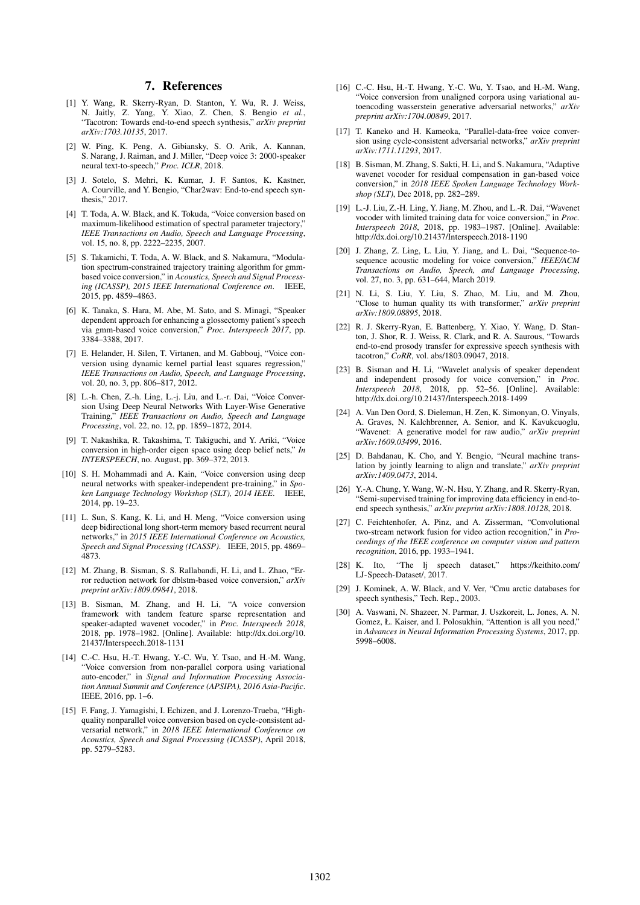# 7. References

[1] Y. Wang, R. Skerry-Ryan, D. Stanton, Y. Wu, R. J. Weiss, N. Jaitly, Z. Yang, Y. Xiao, Z. Chen, S. Bengio *et al.*, "Tacotron: Towards end-to-end speech synthesis," *arXiv preprint arXiv:1703.10135*, 2017.

[2] W. Ping, K. Peng, A. Gibiansky, S. O. Arik, A. Kannan, S. Narang, J. Raiman, and J. Miller, "Deep voice 3: 2000-speaker neural text-to-speech," *Proc. ICLR*, 2018.

[3] J. Sotelo, S. Mehri, K. Kumar, J. F. Santos, K. Kastner, A. Courville, and Y. Bengio, "Char2wav: End-to-end speech synthesis," 2017.

[4] T. Toda, A. W. Black, and K. Tokuda, "Voice conversion based on maximum-likelihood estimation of spectral parameter trajectory," *IEEE Transactions on Audio, Speech and Language Processing*, vol. 15, no. 8, pp. 2222–2235, 2007.

[5] S. Takamichi, T. Toda, A. W. Black, and S. Nakamura, "Modulation spectrum-constrained trajectory training algorithm for gmm-based voice conversion," in *Acoustics, Speech and Signal Processing (ICASSP), 2015 IEEE International Conference on*. IEEE, 2015, pp. 4859–4863.

[6] K. Tanaka, S. Hara, M. Abe, M. Sato, and S. Minagi, "Speaker dependent approach for enhancing a glossectomy patient's speech via gmm-based voice conversion," *Proc. Interspeech 2017*, pp. 3384–3388, 2017.

[7] E. Helander, H. Silen, T. Virtanen, and M. Gabbouj, "Voice conversion using dynamic kernel partial least squares regression," *IEEE Transactions on Audio, Speech, and Language Processing*, vol. 20, no. 3, pp. 806–817, 2012.

[8] L.-h. Chen, Z.-h. Ling, L.-j. Liu, and L.-r. Dai, "Voice Conversion Using Deep Neural Networks With Layer-Wise Generative Training," *IEEE Transactions on Audio, Speech and Language Processing*, vol. 22, no. 12, pp. 1859–1872, 2014.

[9] T. Nakashika, R. Takashima, T. Takiguchi, and Y. Ariki, "Voice conversion in high-order eigen space using deep belief nets," *In INTERSPEECH*, no. August, pp. 369–372, 2013.

[10] S. H. Mohammadi and A. Kain, "Voice conversion using deep neural networks with speaker-independent pre-training," in *Spoken Language Technology Workshop (SLT), 2014 IEEE*. IEEE, 2014, pp. 19–23.

[11] L. Sun, S. Kang, K. Li, and H. Meng, "Voice conversion using deep bidirectional long short-term memory based recurrent neural networks," in *2015 IEEE International Conference on Acoustics, Speech and Signal Processing (ICASSP)*. IEEE, 2015, pp. 4869–4873.

[12] M. Zhang, B. Sisman, S. S. Rallabandi, H. Li, and L. Zhao, "Error reduction network for dblstm-based voice conversion," *arXiv preprint arXiv:1809.09841*, 2018.

[13] B. Sisman, M. Zhang, and H. Li, "A voice conversion framework with tandem feature sparse representation and speaker-adapted wavenet vocoder," in *Proc. Interspeech 2018*, 2018, pp. 1978–1982. [Online]. Available: http://dx.doi.org/10.21437/Interspeech.2018-1131

[14] C.-C. Hsu, H.-T. Hwang, Y.-C. Wu, Y. Tsao, and H.-M. Wang, "Voice conversion from non-parallel corpora using variational auto-encoder," in *Signal and Information Processing Association Annual Summit and Conference (APSIPA), 2016 Asia-Pacific*. IEEE, 2016, pp. 1–6.

[15] F. Fang, J. Yamagishi, I. Echizen, and J. Lorenzo-Trueba, "High-quality nonparallel voice conversion based on cycle-consistent adversarial network," in *2018 IEEE International Conference on Acoustics, Speech and Signal Processing (ICASSP)*, April 2018, pp. 5279–5283.

[16] C.-C. Hsu, H.-T. Hwang, Y.-C. Wu, Y. Tsao, and H.-M. Wang, "Voice conversion from unaligned corpora using variational autoencoding wasserstein generative adversarial networks," *arXiv preprint arXiv:1704.00849*, 2017.

[17] T. Kaneko and H. Kameoka, "Parallel-data-free voice conversion using cycle-consistent adversarial networks," *arXiv preprint arXiv:1711.11293*, 2017.

[18] B. Sisman, M. Zhang, S. Sakti, H. Li, and S. Nakamura, "Adaptive wavenet vocoder for residual compensation in gan-based voice conversion," in *2018 IEEE Spoken Language Technology Workshop (SLT)*, Dec 2018, pp. 282–289.

[19] L.-J. Liu, Z.-H. Ling, Y. Jiang, M. Zhou, and L.-R. Dai, "Wavenet vocoder with limited training data for voice conversion," in *Proc. Interspeech 2018*, 2018, pp. 1983–1987. [Online]. Available: http://dx.doi.org/10.21437/Interspeech.2018-1190

[20] J. Zhang, Z. Ling, L. Liu, Y. Jiang, and L. Dai, "Sequence-to-sequence acoustic modeling for voice conversion," *IEEE/ACM Transactions on Audio, Speech, and Language Processing*, vol. 27, no. 3, pp. 631–644, March 2019.

[21] N. Li, S. Liu, Y. Liu, S. Zhao, M. Liu, and M. Zhou, "Close to human quality tts with transformer," *arXiv preprint arXiv:1809.08895*, 2018.

[22] R. J. Skerry-Ryan, E. Battenberg, Y. Xiao, Y. Wang, D. Stanton, J. Shor, R. J. Weiss, R. Clark, and R. A. Saurous, "Towards end-to-end prosody transfer for expressive speech synthesis with tacotron," *CoRR*, vol. abs/1803.09047, 2018.

[23] B. Sisman and H. Li, "Wavelet analysis of speaker dependent and independent prosody for voice conversion," in *Proc. Interspeech 2018*, 2018, pp. 52–56. [Online]. Available: http://dx.doi.org/10.21437/Interspeech.2018-1499

[24] A. Van Den Oord, S. Dieleman, H. Zen, K. Simonyan, O. Vinyals, A. Graves, N. Kalchbrenner, A. Senior, and K. Kavukcuoglu, "Wavenet: A generative model for raw audio," *arXiv preprint arXiv:1609.03499*, 2016.

[25] D. Bahdanau, K. Cho, and Y. Bengio, "Neural machine translation by jointly learning to align and translate," *arXiv preprint arXiv:1409.0473*, 2014.

[26] Y.-A. Chung, Y. Wang, W.-N. Hsu, Y. Zhang, and R. Skerry-Ryan, "Semi-supervised training for improving data efficiency in end-to-end speech synthesis," *arXiv preprint arXiv:1808.10128*, 2018.

[27] C. Feichtenhofer, A. Pinz, and A. Zisserman, "Convolutional two-stream network fusion for video action recognition," in *Proceedings of the IEEE conference on computer vision and pattern recognition*, 2016, pp. 1933–1941.

[28] K. Ito, "The lj speech dataset," https://keithito.com/LJ-Speech-Dataset/, 2017.

[29] J. Kominek, A. W. Black, and V. Ver, "Cmu arctic databases for speech synthesis," Tech. Rep., 2003.

[30] A. Vaswani, N. Shazeer, N. Parmar, J. Uszkoreit, L. Jones, A. N. Gomez, Ł. Kaiser, and I. Polosukhin, "Attention is all you need," in *Advances in Neural Information Processing Systems*, 2017, pp. 5998–6008.